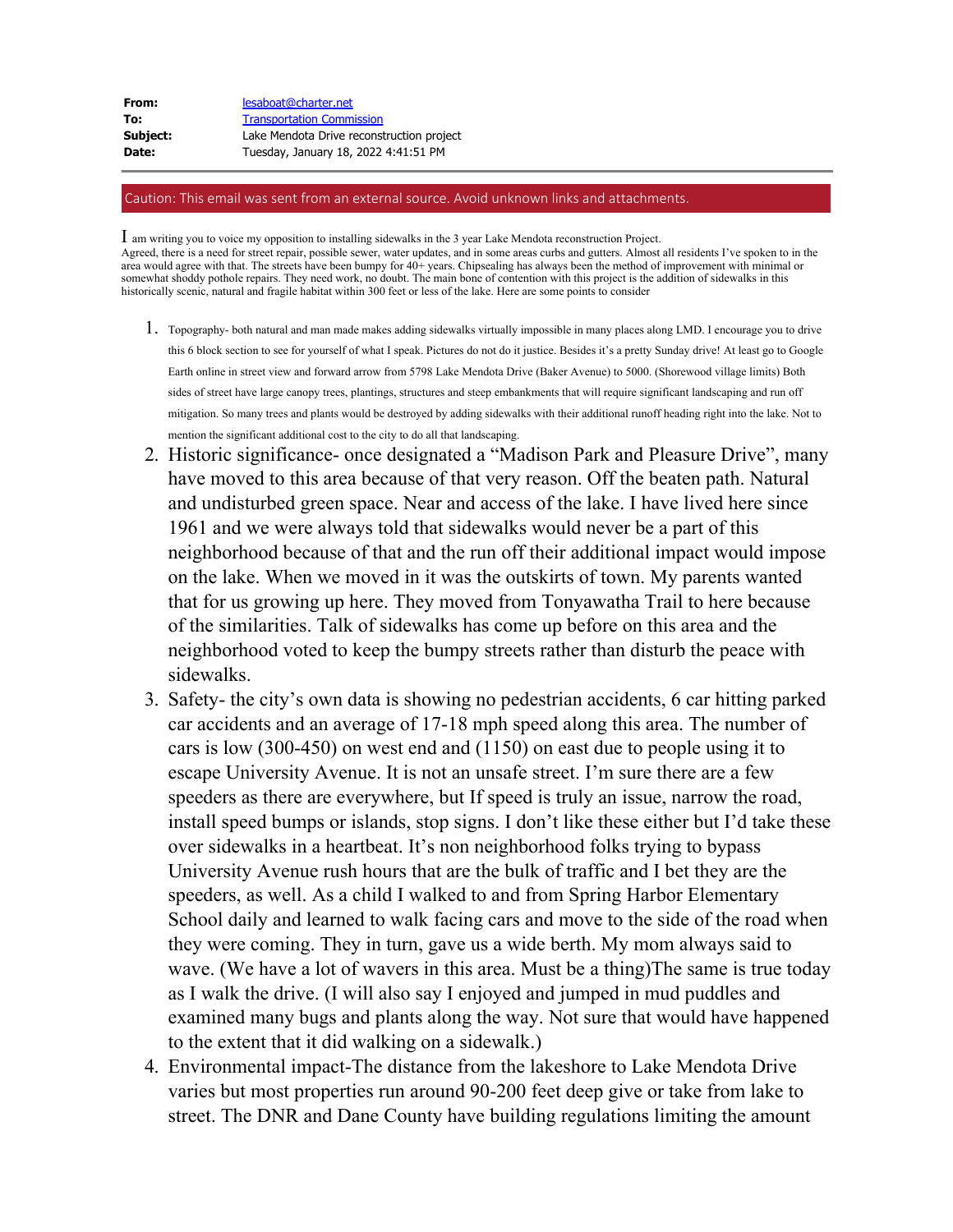| | |
|---|---|
| **From:** | lesaboat@charter.net |
| **To:** | Transportation Commission |
| **Subject:** | Lake Mendota Drive reconstruction project |
| **Date:** | Tuesday, January 18, 2022 4:41:51 PM |

---

Caution: This email was sent from an external source. Avoid unknown links and attachments.

I am writing you to voice my opposition to installing sidewalks in the 3 year Lake Mendota reconstruction Project. Agreed, there is a need for street repair, possible sewer, water updates, and in some areas curbs and gutters. Almost all residents I've spoken to in the area would agree with that. The streets have been bumpy for 40+ years. Chipsealing has always been the method of improvement with minimal or somewhat shoddy pothole repairs. They need work, no doubt. The main bone of contention with this project is the addition of sidewalks in this historically scenic, natural and fragile habitat within 300 feet or less of the lake. Here are some points to consider

1. Topography- both natural and man made makes adding sidewalks virtually impossible in many places along LMD. I encourage you to drive this 6 block section to see for yourself of what I speak. Pictures do not do it justice. Besides it's a pretty Sunday drive! At least go to Google Earth online in street view and forward arrow from 5798 Lake Mendota Drive (Baker Avenue) to 5000. (Shorewood village limits) Both sides of street have large canopy trees, plantings, structures and steep embankments that will require significant landscaping and run off mitigation. So many trees and plants would be destroyed by adding sidewalks with their additional runoff heading right into the lake. Not to mention the significant additional cost to the city to do all that landscaping.
2. Historic significance- once designated a "Madison Park and Pleasure Drive", many have moved to this area because of that very reason. Off the beaten path. Natural and undisturbed green space. Near and access of the lake. I have lived here since 1961 and we were always told that sidewalks would never be a part of this neighborhood because of that and the run off their additional impact would impose on the lake. When we moved in it was the outskirts of town. My parents wanted that for us growing up here. They moved from Tonyawatha Trail to here because of the similarities. Talk of sidewalks has come up before on this area and the neighborhood voted to keep the bumpy streets rather than disturb the peace with sidewalks.
3. Safety- the city's own data is showing no pedestrian accidents, 6 car hitting parked car accidents and an average of 17-18 mph speed along this area. The number of cars is low (300-450) on west end and (1150) on east due to people using it to escape University Avenue. It is not an unsafe street. I'm sure there are a few speeders as there are everywhere, but If speed is truly an issue, narrow the road, install speed bumps or islands, stop signs. I don't like these either but I'd take these over sidewalks in a heartbeat. It's non neighborhood folks trying to bypass University Avenue rush hours that are the bulk of traffic and I bet they are the speeders, as well. As a child I walked to and from Spring Harbor Elementary School daily and learned to walk facing cars and move to the side of the road when they were coming. They in turn, gave us a wide berth. My mom always said to wave. (We have a lot of wavers in this area. Must be a thing)The same is true today as I walk the drive. (I will also say I enjoyed and jumped in mud puddles and examined many bugs and plants along the way. Not sure that would have happened to the extent that it did walking on a sidewalk.)
4. Environmental impact-The distance from the lakeshore to Lake Mendota Drive varies but most properties run around 90-200 feet deep give or take from lake to street. The DNR and Dane County have building regulations limiting the amount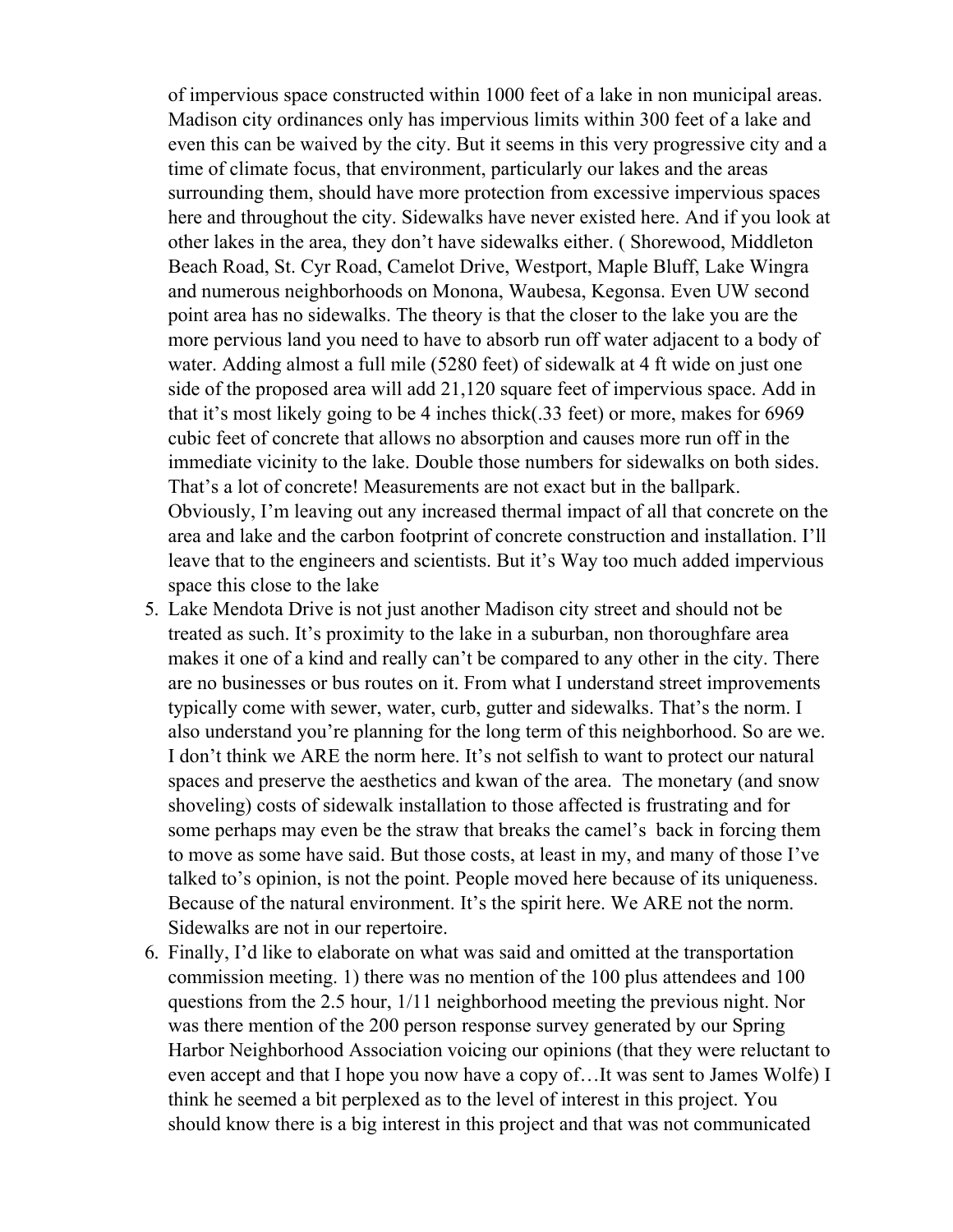of impervious space constructed within 1000 feet of a lake in non municipal areas. Madison city ordinances only has impervious limits within 300 feet of a lake and even this can be waived by the city. But it seems in this very progressive city and a time of climate focus, that environment, particularly our lakes and the areas surrounding them, should have more protection from excessive impervious spaces here and throughout the city. Sidewalks have never existed here. And if you look at other lakes in the area, they don't have sidewalks either. ( Shorewood, Middleton Beach Road, St. Cyr Road, Camelot Drive, Westport, Maple Bluff, Lake Wingra and numerous neighborhoods on Monona, Waubesa, Kegonsa. Even UW second point area has no sidewalks. The theory is that the closer to the lake you are the more pervious land you need to have to absorb run off water adjacent to a body of water. Adding almost a full mile (5280 feet) of sidewalk at 4 ft wide on just one side of the proposed area will add 21,120 square feet of impervious space. Add in that it's most likely going to be 4 inches thick(.33 feet) or more, makes for 6969 cubic feet of concrete that allows no absorption and causes more run off in the immediate vicinity to the lake. Double those numbers for sidewalks on both sides. That's a lot of concrete! Measurements are not exact but in the ballpark. Obviously, I'm leaving out any increased thermal impact of all that concrete on the area and lake and the carbon footprint of concrete construction and installation. I'll leave that to the engineers and scientists. But it's Way too much added impervious space this close to the lake

5. Lake Mendota Drive is not just another Madison city street and should not be treated as such. It's proximity to the lake in a suburban, non thoroughfare area makes it one of a kind and really can't be compared to any other in the city. There are no businesses or bus routes on it. From what I understand street improvements typically come with sewer, water, curb, gutter and sidewalks. That's the norm. I also understand you're planning for the long term of this neighborhood. So are we. I don't think we ARE the norm here. It's not selfish to want to protect our natural spaces and preserve the aesthetics and kwan of the area. The monetary (and snow shoveling) costs of sidewalk installation to those affected is frustrating and for some perhaps may even be the straw that breaks the camel's back in forcing them to move as some have said. But those costs, at least in my, and many of those I've talked to's opinion, is not the point. People moved here because of its uniqueness. Because of the natural environment. It's the spirit here. We ARE not the norm. Sidewalks are not in our repertoire.
6. Finally, I'd like to elaborate on what was said and omitted at the transportation commission meeting. 1) there was no mention of the 100 plus attendees and 100 questions from the 2.5 hour, 1/11 neighborhood meeting the previous night. Nor was there mention of the 200 person response survey generated by our Spring Harbor Neighborhood Association voicing our opinions (that they were reluctant to even accept and that I hope you now have a copy of…It was sent to James Wolfe) I think he seemed a bit perplexed as to the level of interest in this project. You should know there is a big interest in this project and that was not communicated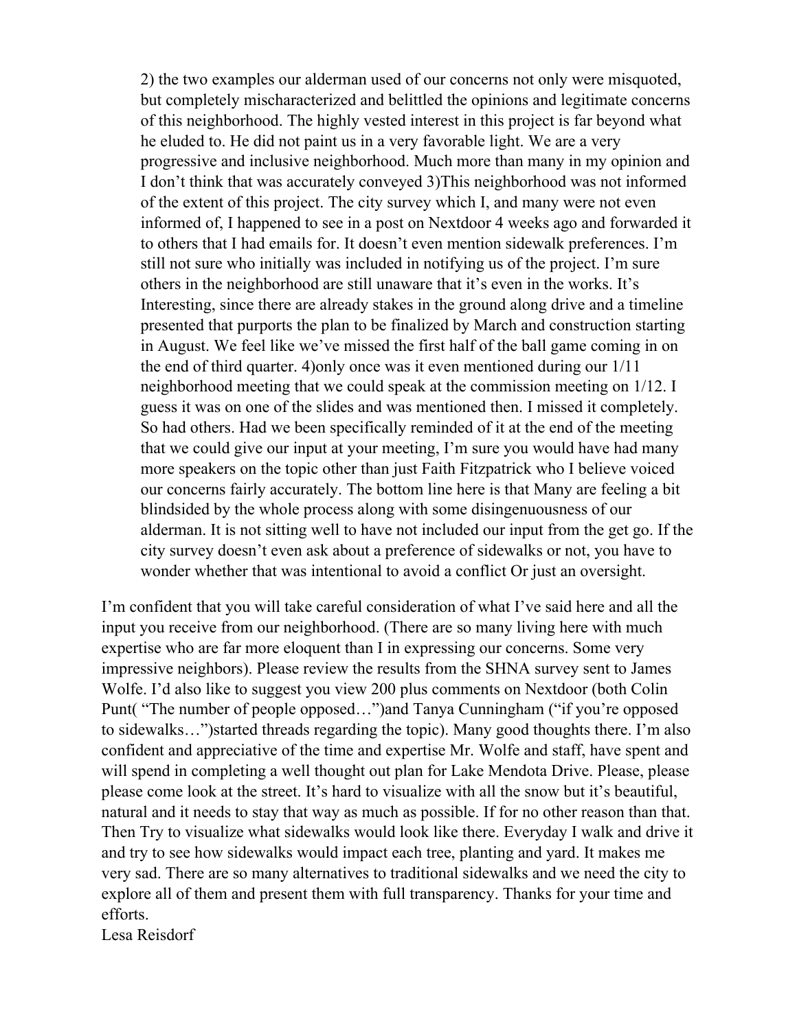2) the two examples our alderman used of our concerns not only were misquoted, but completely mischaracterized and belittled the opinions and legitimate concerns of this neighborhood. The highly vested interest in this project is far beyond what he eluded to. He did not paint us in a very favorable light. We are a very progressive and inclusive neighborhood. Much more than many in my opinion and I don't think that was accurately conveyed 3)This neighborhood was not informed of the extent of this project. The city survey which I, and many were not even informed of, I happened to see in a post on Nextdoor 4 weeks ago and forwarded it to others that I had emails for. It doesn't even mention sidewalk preferences. I'm still not sure who initially was included in notifying us of the project. I'm sure others in the neighborhood are still unaware that it's even in the works. It's Interesting, since there are already stakes in the ground along drive and a timeline presented that purports the plan to be finalized by March and construction starting in August. We feel like we've missed the first half of the ball game coming in on the end of third quarter. 4)only once was it even mentioned during our 1/11 neighborhood meeting that we could speak at the commission meeting on 1/12. I guess it was on one of the slides and was mentioned then. I missed it completely. So had others. Had we been specifically reminded of it at the end of the meeting that we could give our input at your meeting, I'm sure you would have had many more speakers on the topic other than just Faith Fitzpatrick who I believe voiced our concerns fairly accurately. The bottom line here is that Many are feeling a bit blindsided by the whole process along with some disingenuousness of our alderman. It is not sitting well to have not included our input from the get go. If the city survey doesn't even ask about a preference of sidewalks or not, you have to wonder whether that was intentional to avoid a conflict Or just an oversight.

I'm confident that you will take careful consideration of what I've said here and all the input you receive from our neighborhood. (There are so many living here with much expertise who are far more eloquent than I in expressing our concerns. Some very impressive neighbors). Please review the results from the SHNA survey sent to James Wolfe. I'd also like to suggest you view 200 plus comments on Nextdoor (both Colin Punt( "The number of people opposed…")and Tanya Cunningham ("if you're opposed to sidewalks…")started threads regarding the topic). Many good thoughts there. I'm also confident and appreciative of the time and expertise Mr. Wolfe and staff, have spent and will spend in completing a well thought out plan for Lake Mendota Drive. Please, please please come look at the street. It's hard to visualize with all the snow but it's beautiful, natural and it needs to stay that way as much as possible. If for no other reason than that. Then Try to visualize what sidewalks would look like there. Everyday I walk and drive it and try to see how sidewalks would impact each tree, planting and yard. It makes me very sad. There are so many alternatives to traditional sidewalks and we need the city to explore all of them and present them with full transparency. Thanks for your time and efforts.

Lesa Reisdorf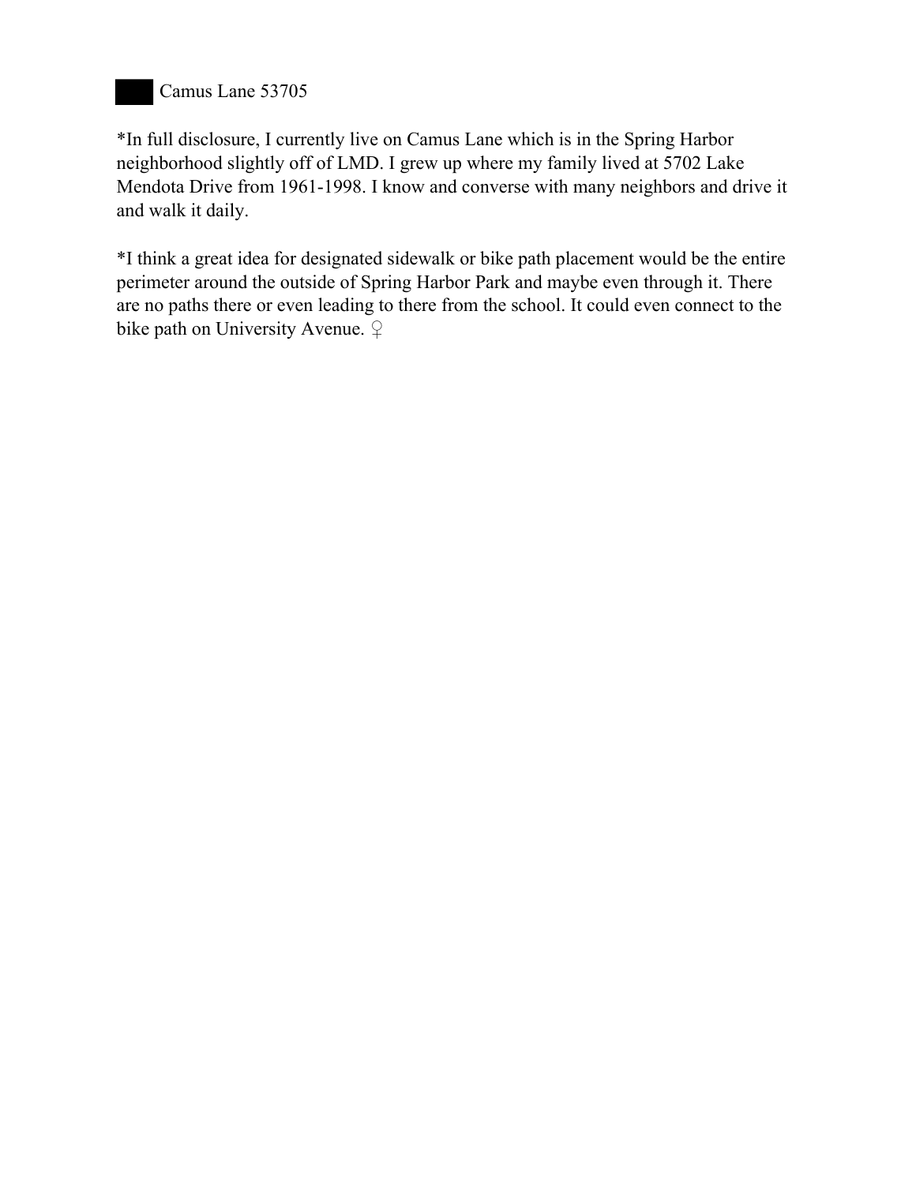Camus Lane 53705

*In full disclosure, I currently live on Camus Lane which is in the Spring Harbor neighborhood slightly off of LMD. I grew up where my family lived at 5702 Lake Mendota Drive from 1961-1998. I know and converse with many neighbors and drive it and walk it daily.

*I think a great idea for designated sidewalk or bike path placement would be the entire perimeter around the outside of Spring Harbor Park and maybe even through it. There are no paths there or even leading to there from the school. It could even connect to the bike path on University Avenue. ♀